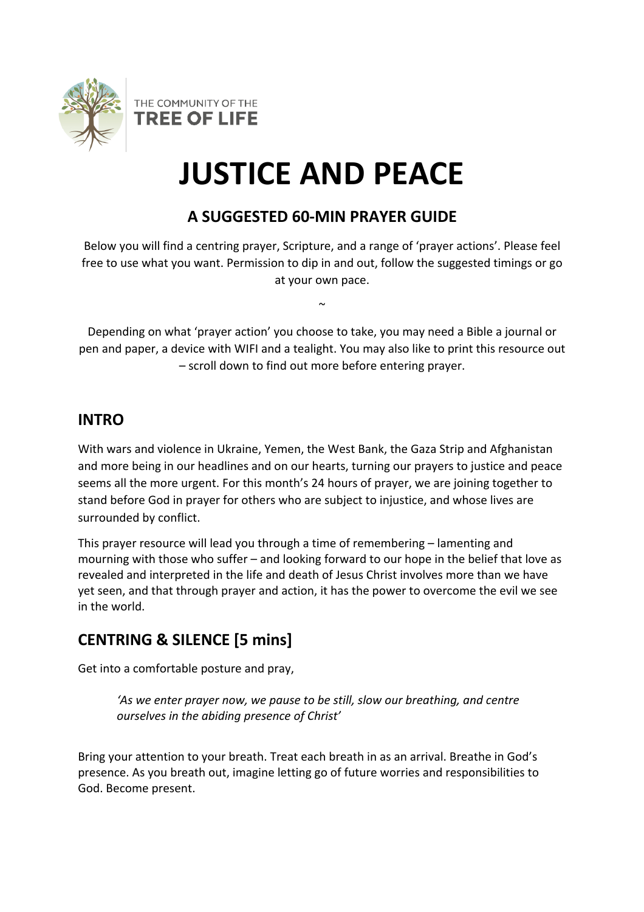THE COMMUNITY OF THE **TREE OF LIFE**

# JUSTICE AND PEACE

### A SUGGESTED 60-MIN PRAYER GUIDE

Below you will find a centring prayer, Scripture, and a range of 'prayer actions'. Please feel free to use what you want. Permission to dip in and out, follow the suggested timings or go at your own pace.

~

Depending on what 'prayer action' you choose to take, you may need a Bible a journal or pen and paper, a device with WIFI and a tealight. You may also like to print this resource out – scroll down to find out more before entering prayer.

## INTRO

With wars and violence in Ukraine, Yemen, the West Bank, the Gaza Strip and Afghanistan and more being in our headlines and on our hearts, turning our prayers to justice and peace seems all the more urgent. For this month's 24 hours of prayer, we are joining together to stand before God in prayer for others who are subject to injustice, and whose lives are surrounded by conflict.

This prayer resource will lead you through a time of remembering – lamenting and mourning with those who suffer – and looking forward to our hope in the belief that love as revealed and interpreted in the life and death of Jesus Christ involves more than we have yet seen, and that through prayer and action, it has the power to overcome the evil we see in the world.

## CENTRING & SILENCE [5 mins]

Get into a comfortable posture and pray,

> *'As we enter prayer now, we pause to be still, slow our breathing, and centre ourselves in the abiding presence of Christ'*

Bring your attention to your breath. Treat each breath in as an arrival. Breathe in God's presence. As you breath out, imagine letting go of future worries and responsibilities to God. Become present.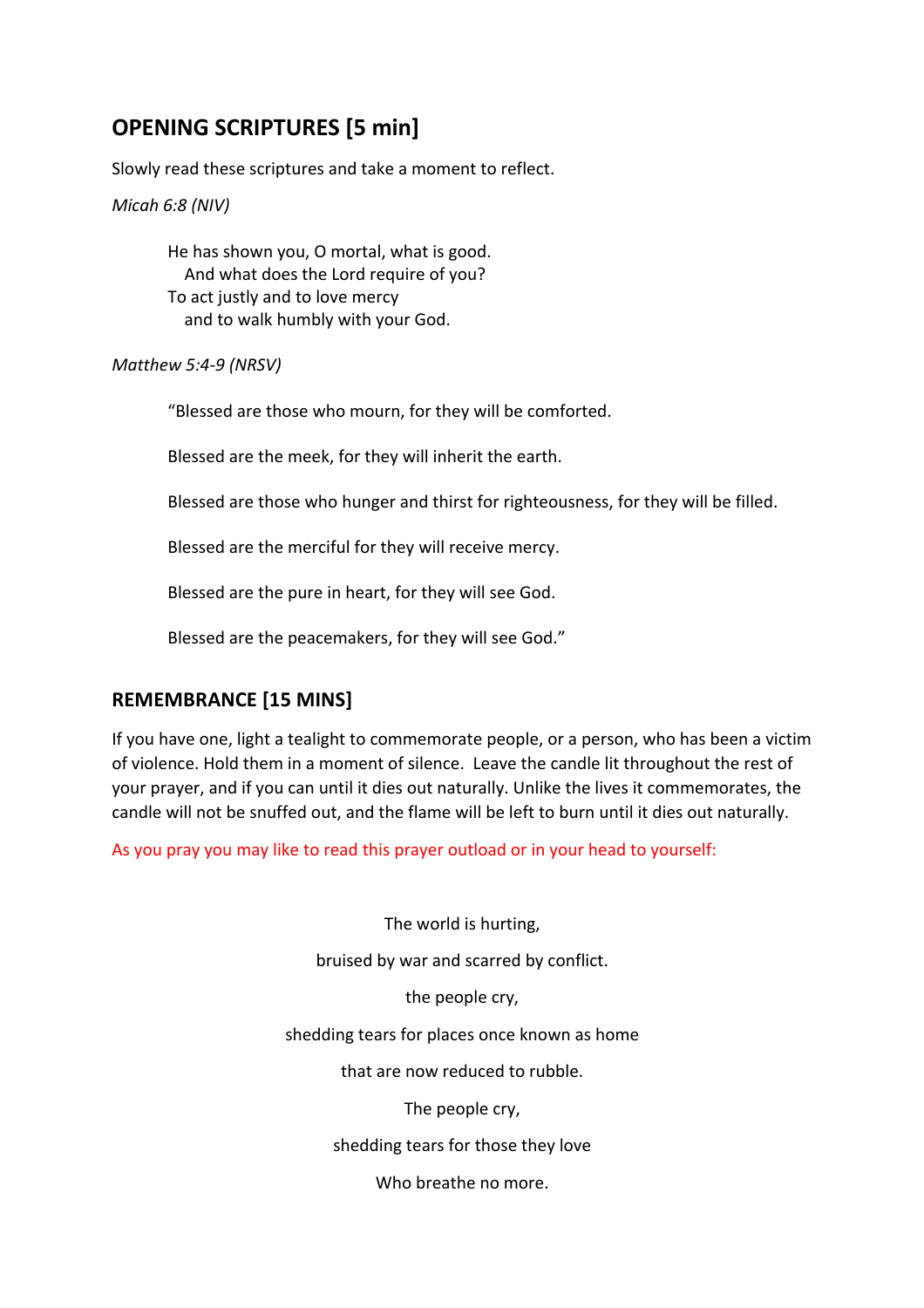## OPENING SCRIPTURES [5 min]

Slowly read these scriptures and take a moment to reflect.

*Micah 6:8 (NIV)*

> He has shown you, O mortal, what is good.
> And what does the Lord require of you?
> To act justly and to love mercy
> and to walk humbly with your God.

*Matthew 5:4-9 (NRSV)*

> "Blessed are those who mourn, for they will be comforted.
>
> Blessed are the meek, for they will inherit the earth.
>
> Blessed are those who hunger and thirst for righteousness, for they will be filled.
>
> Blessed are the merciful for they will receive mercy.
>
> Blessed are the pure in heart, for they will see God.
>
> Blessed are the peacemakers, for they will see God."

## REMEMBRANCE [15 MINS]

If you have one, light a tealight to commemorate people, or a person, who has been a victim of violence. Hold them in a moment of silence. Leave the candle lit throughout the rest of your prayer, and if you can until it dies out naturally. Unlike the lives it commemorates, the candle will not be snuffed out, and the flame will be left to burn until it dies out naturally.

As you pray you may like to read this prayer outload or in your head to yourself:

The world is hurting,

bruised by war and scarred by conflict.

the people cry,

shedding tears for places once known as home

that are now reduced to rubble.

The people cry,

shedding tears for those they love

Who breathe no more.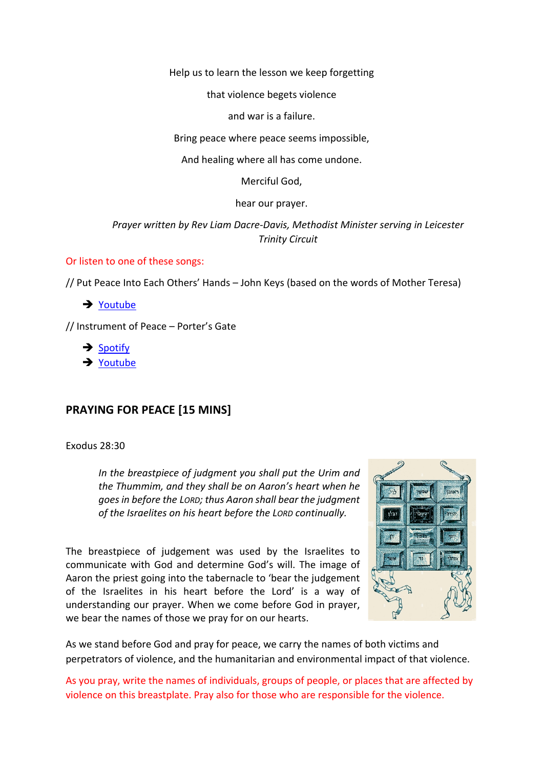Help us to learn the lesson we keep forgetting

that violence begets violence

and war is a failure.

Bring peace where peace seems impossible,

And healing where all has come undone.

Merciful God,

hear our prayer.

*Prayer written by Rev Liam Dacre-Davis, Methodist Minister serving in Leicester Trinity Circuit*

Or listen to one of these songs:

// Put Peace Into Each Others' Hands – John Keys (based on the words of Mother Teresa)

- ➔ Youtube

// Instrument of Peace – Porter's Gate

- ➔ Spotify
- ➔ Youtube

## PRAYING FOR PEACE [15 MINS]

Exodus 28:30

> *In the breastpiece of judgment you shall put the Urim and the Thummim, and they shall be on Aaron's heart when he goes in before the LORD; thus Aaron shall bear the judgment of the Israelites on his heart before the LORD continually.*

The breastpiece of judgement was used by the Israelites to communicate with God and determine God's will. The image of Aaron the priest going into the tabernacle to 'bear the judgement of the Israelites in his heart before the Lord' is a way of understanding our prayer. When we come before God in prayer, we bear the names of those we pray for on our hearts.

As we stand before God and pray for peace, we carry the names of both victims and perpetrators of violence, and the humanitarian and environmental impact of that violence.

As you pray, write the names of individuals, groups of people, or places that are affected by violence on this breastplate. Pray also for those who are responsible for the violence.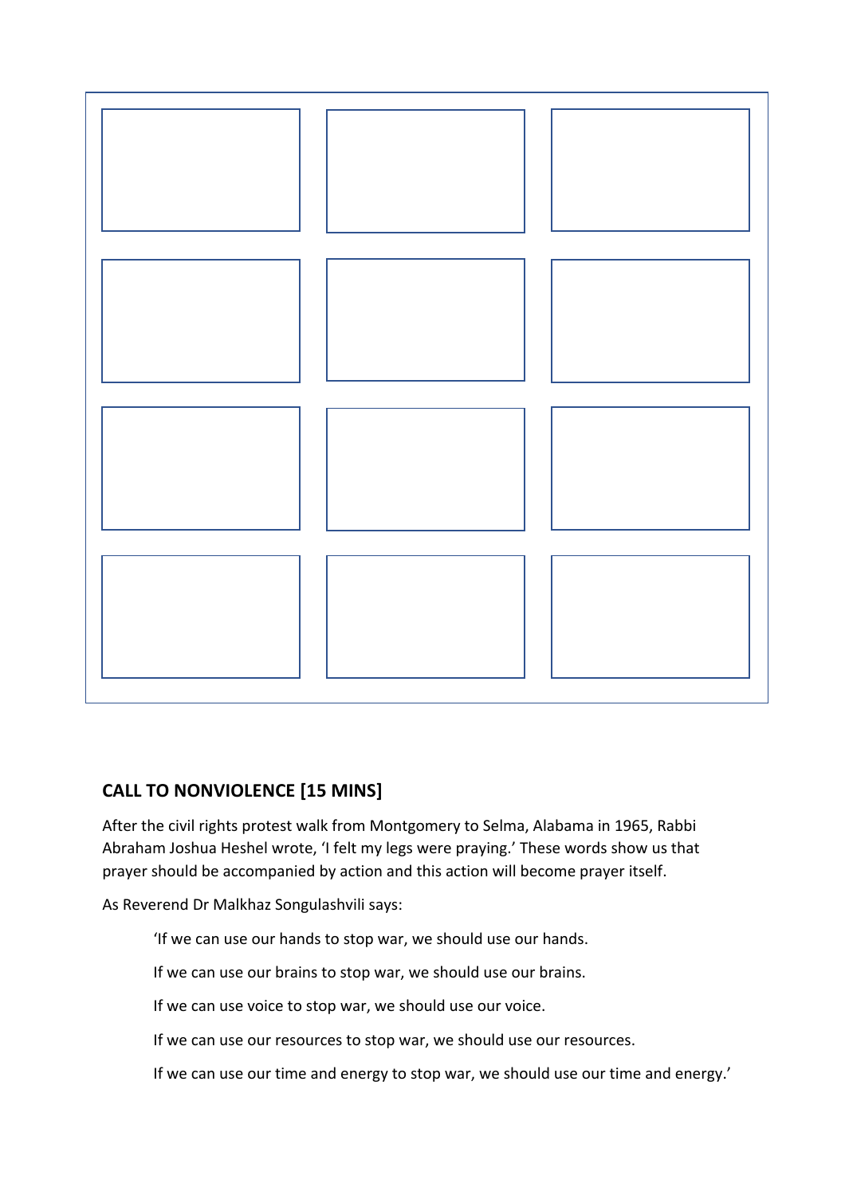## CALL TO NONVIOLENCE [15 MINS]

After the civil rights protest walk from Montgomery to Selma, Alabama in 1965, Rabbi Abraham Joshua Heshel wrote, 'I felt my legs were praying.' These words show us that prayer should be accompanied by action and this action will become prayer itself.

As Reverend Dr Malkhaz Songulashvili says:

> 'If we can use our hands to stop war, we should use our hands.
>
> If we can use our brains to stop war, we should use our brains.
>
> If we can use voice to stop war, we should use our voice.
>
> If we can use our resources to stop war, we should use our resources.
>
> If we can use our time and energy to stop war, we should use our time and energy.'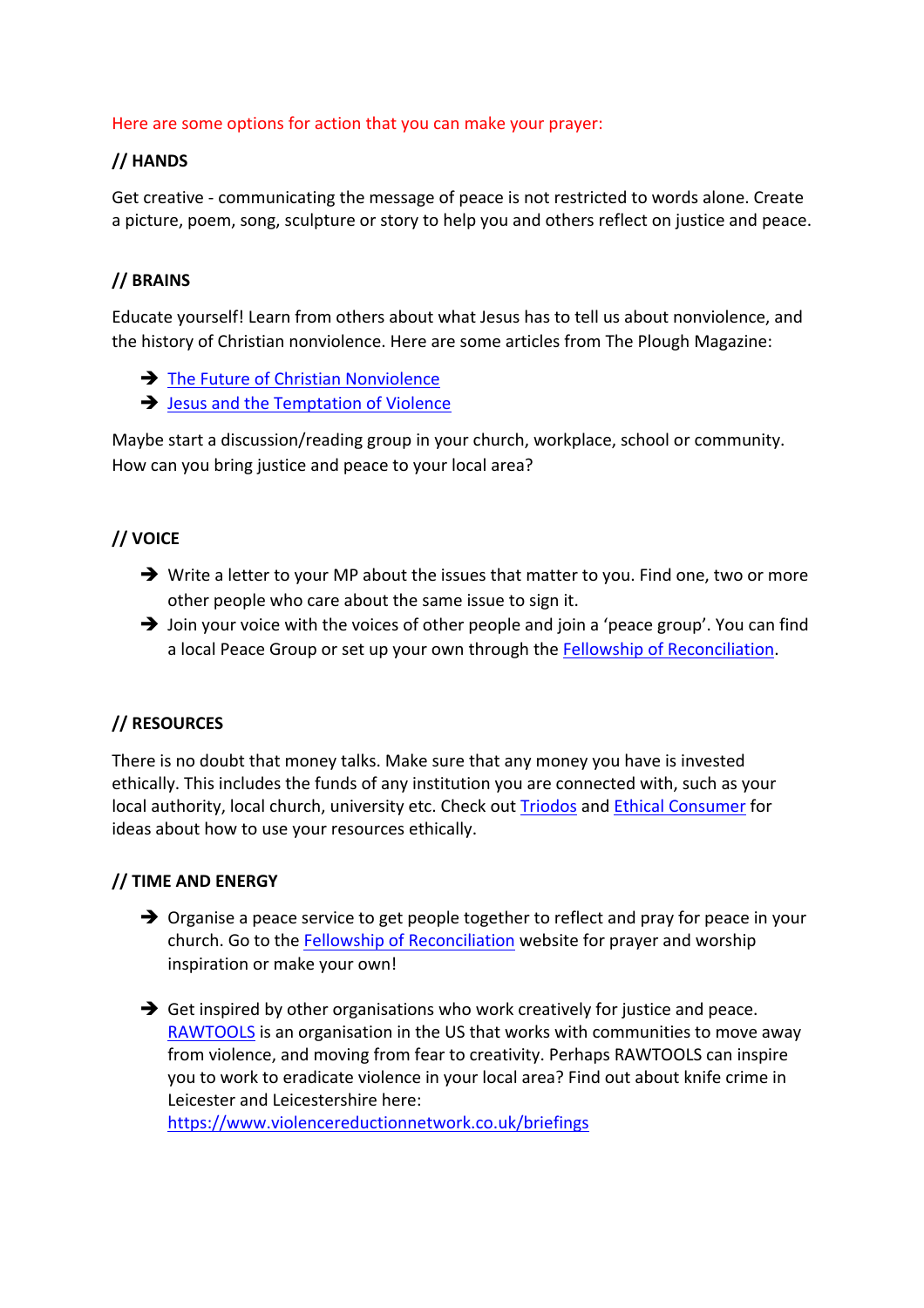Here are some options for action that you can make your prayer:

## // HANDS

Get creative - communicating the message of peace is not restricted to words alone. Create a picture, poem, song, sculpture or story to help you and others reflect on justice and peace.

## // BRAINS

Educate yourself! Learn from others about what Jesus has to tell us about nonviolence, and the history of Christian nonviolence. Here are some articles from The Plough Magazine:

- The Future of Christian Nonviolence
- Jesus and the Temptation of Violence

Maybe start a discussion/reading group in your church, workplace, school or community. How can you bring justice and peace to your local area?

## // VOICE

- Write a letter to your MP about the issues that matter to you. Find one, two or more other people who care about the same issue to sign it.
- Join your voice with the voices of other people and join a 'peace group'. You can find a local Peace Group or set up your own through the Fellowship of Reconciliation.

## // RESOURCES

There is no doubt that money talks. Make sure that any money you have is invested ethically. This includes the funds of any institution you are connected with, such as your local authority, local church, university etc. Check out Triodos and Ethical Consumer for ideas about how to use your resources ethically.

## // TIME AND ENERGY

- Organise a peace service to get people together to reflect and pray for peace in your church. Go to the Fellowship of Reconciliation website for prayer and worship inspiration or make your own!

- Get inspired by other organisations who work creatively for justice and peace. RAWTOOLS is an organisation in the US that works with communities to move away from violence, and moving from fear to creativity. Perhaps RAWTOOLS can inspire you to work to eradicate violence in your local area? Find out about knife crime in Leicester and Leicestershire here: https://www.violencereductionnetwork.co.uk/briefings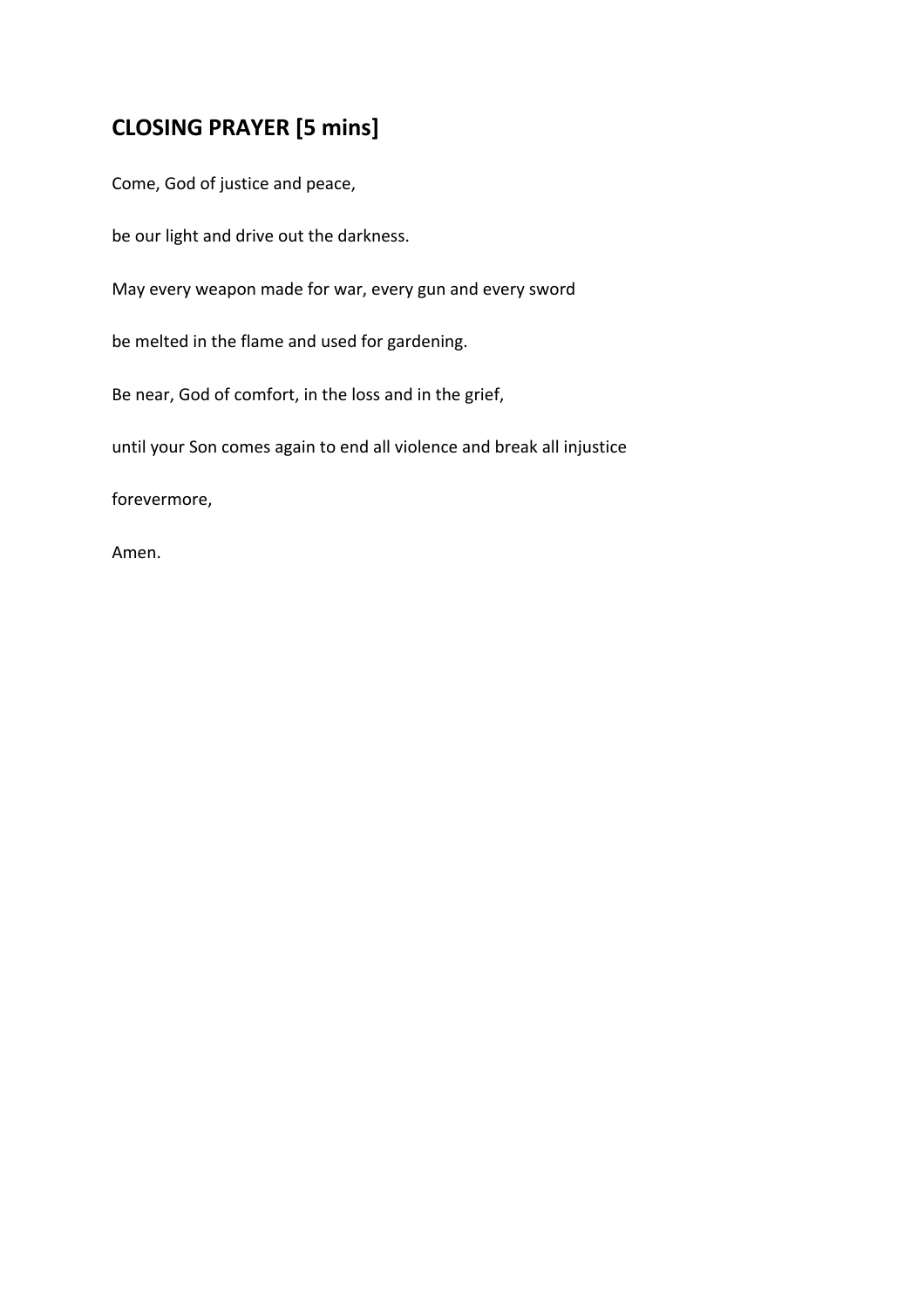## CLOSING PRAYER [5 mins]

Come, God of justice and peace,

be our light and drive out the darkness.

May every weapon made for war, every gun and every sword

be melted in the flame and used for gardening.

Be near, God of comfort, in the loss and in the grief,

until your Son comes again to end all violence and break all injustice

forevermore,

Amen.